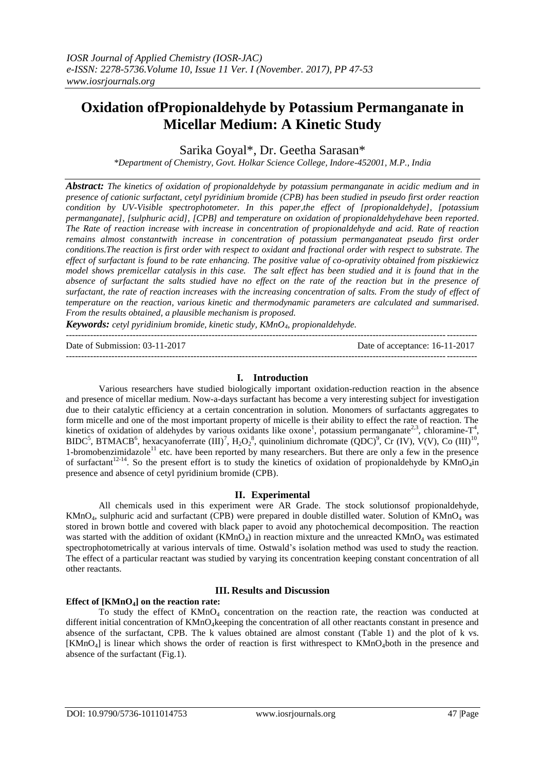# Oxidation ofPropionaldehyde by Potassium Permanganate in Micellar Medium: A Kinetic Study

Sarika Goyal*, Dr. Geetha Sarasan*

*\*Department of Chemistry, Govt. Holkar Science College, Indore-452001, M.P., India*

***Abstract:*** *The kinetics of oxidation of propionaldehyde by potassium permanganate in acidic medium and in presence of cationic surfactant, cetyl pyridinium bromide (CPB) has been studied in pseudo first order reaction condition by UV-Visible spectrophotometer. In this paper,the effect of [propionaldehyde], [potassium permanganate], [sulphuric acid], [CPB] and temperature on oxidation of propionaldehydehave been reported. The Rate of reaction increase with increase in concentration of propionaldehyde and acid. Rate of reaction remains almost constantwith increase in concentration of potassium permanganateat pseudo first order conditions.The reaction is first order with respect to oxidant and fractional order with respect to substrate. The effect of surfactant is found to be rate enhancing. The positive value of co-opratvity obtained from piszkiewicz model shows premicellar catalysis in this case. The salt effect has been studied and it is found that in the absence of surfactant the salts studied have no effect on the rate of the reaction but in the presence of surfactant, the rate of reaction increases with the increasing concentration of salts. From the study of effect of temperature on the reaction, various kinetic and thermodynamic parameters are calculated and summarised. From the results obtained, a plausible mechanism is proposed.*

***Keywords:*** *cetyl pyridinium bromide, kinetic study, $KMnO_4$, propionaldehyde.*

---

Date of Submission: 03-11-2017 | Date of acceptance: 16-11-2017

---

## I. Introduction

Various researchers have studied biologically important oxidation-reduction reaction in the absence and presence of micellar medium. Now-a-days surfactant has become a very interesting subject for investigation due to their catalytic efficiency at a certain concentration in solution. Monomers of surfactants aggregates to form micelle and one of the most important property of micelle is their ability to effect the rate of reaction. The kinetics of oxidation of aldehydes by various oxidants like oxone[1], potassium permanganate[2,3], chloramine-T[4], BIDC[5], BTMACB[6], hexacyanoferrate (III)[7], $H_2O_2$[8], quinolinium dichromate (QDC)[9], Cr (IV), V(V), Co (III)[10], 1-bromobenzimidazole[11] etc. have been reported by many researchers. But there are only a few in the presence of surfactant[12-14]. So the present effort is to study the kinetics of oxidation of propionaldehyde by $KMnO_4$in presence and absence of cetyl pyridinium bromide (CPB).

## II. Experimental

All chemicals used in this experiment were AR Grade. The stock solutionsof propionaldehyde, $KMnO_4$, sulphuric acid and surfactant (CPB) were prepared in double distilled water. Solution of $KMnO_4$ was stored in brown bottle and covered with black paper to avoid any photochemical decomposition. The reaction was started with the addition of oxidant ($KMnO_4$) in reaction mixture and the unreacted $KMnO_4$ was estimated spectrophotometrically at various intervals of time. Ostwald's isolation method was used to study the reaction. The effect of a particular reactant was studied by varying its concentration keeping constant concentration of all other reactants.

## III. Results and Discussion

**Effect of [$KMnO_4$] on the reaction rate:**

To study the effect of $KMnO_4$ concentration on the reaction rate, the reaction was conducted at different initial concentration of $KMnO_4$keeping the concentration of all other reactants constant in presence and absence of the surfactant, CPB. The k values obtained are almost constant (Table 1) and the plot of k vs. [$KMnO_4$] is linear which shows the order of reaction is first withrespect to $KMnO_4$both in the presence and absence of the surfactant (Fig.1).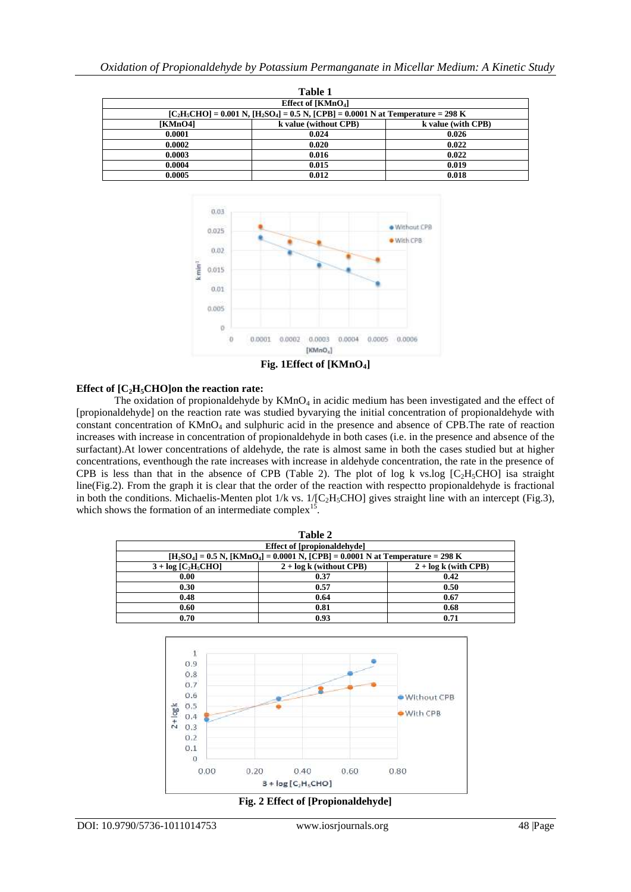**Table 1**

| Effect of $[KMnO_4]$ | | |
|---|---|---|
| $[C_2H_5CHO]$ = 0.001 N, $[H_2SO_4]$ = 0.5 N, [CPB] = 0.0001 N at Temperature = 298 K | | |
| [KMnO4] | k value (without CPB) | k value (with CPB) |
| 0.0001 | 0.024 | 0.026 |
| 0.0002 | 0.020 | 0.022 |
| 0.0003 | 0.016 | 0.022 |
| 0.0004 | 0.015 | 0.019 |
| 0.0005 | 0.012 | 0.018 |

**Fig. 1Effect of $[KMnO_4]$**

**Effect of $[C_2H_5CHO]$on the reaction rate:**

The oxidation of propionaldehyde by $KMnO_4$ in acidic medium has been investigated and the effect of [propionaldehyde] on the reaction rate was studied byvarying the initial concentration of propionaldehyde with constant concentration of $KMnO_4$ and sulphuric acid in the presence and absence of CPB.The rate of reaction increases with increase in concentration of propionaldehyde in both cases (i.e. in the presence and absence of the surfactant).At lower concentrations of aldehyde, the rate is almost same in both the cases studied but at higher concentrations, eventhough the rate increases with increase in aldehyde concentration, the rate in the presence of CPB is less than that in the absence of CPB (Table 2). The plot of log k vs.log $[C_2H_5CHO]$ isa straight line(Fig.2). From the graph it is clear that the order of the reaction with respectto propionaldehyde is fractional in both the conditions. Michaelis-Menten plot 1/k vs. $1/[C_2H_5CHO]$ gives straight line with an intercept (Fig.3), which shows the formation of an intermediate complex[15].

**Table 2**

| Effect of [propionaldehyde] | | |
|---|---|---|
| $[H_2SO_4]$ = 0.5 N, $[KMnO_4]$ = 0.0001 N, [CPB] = 0.0001 N at Temperature = 298 K | | |
| 3 + log $[C_2H_5CHO]$ | 2 + log k (without CPB) | 2 + log k (with CPB) |
| 0.00 | 0.37 | 0.42 |
| 0.30 | 0.57 | 0.50 |
| 0.48 | 0.64 | 0.67 |
| 0.60 | 0.81 | 0.68 |
| 0.70 | 0.93 | 0.71 |

**Fig. 2 Effect of [Propionaldehyde]**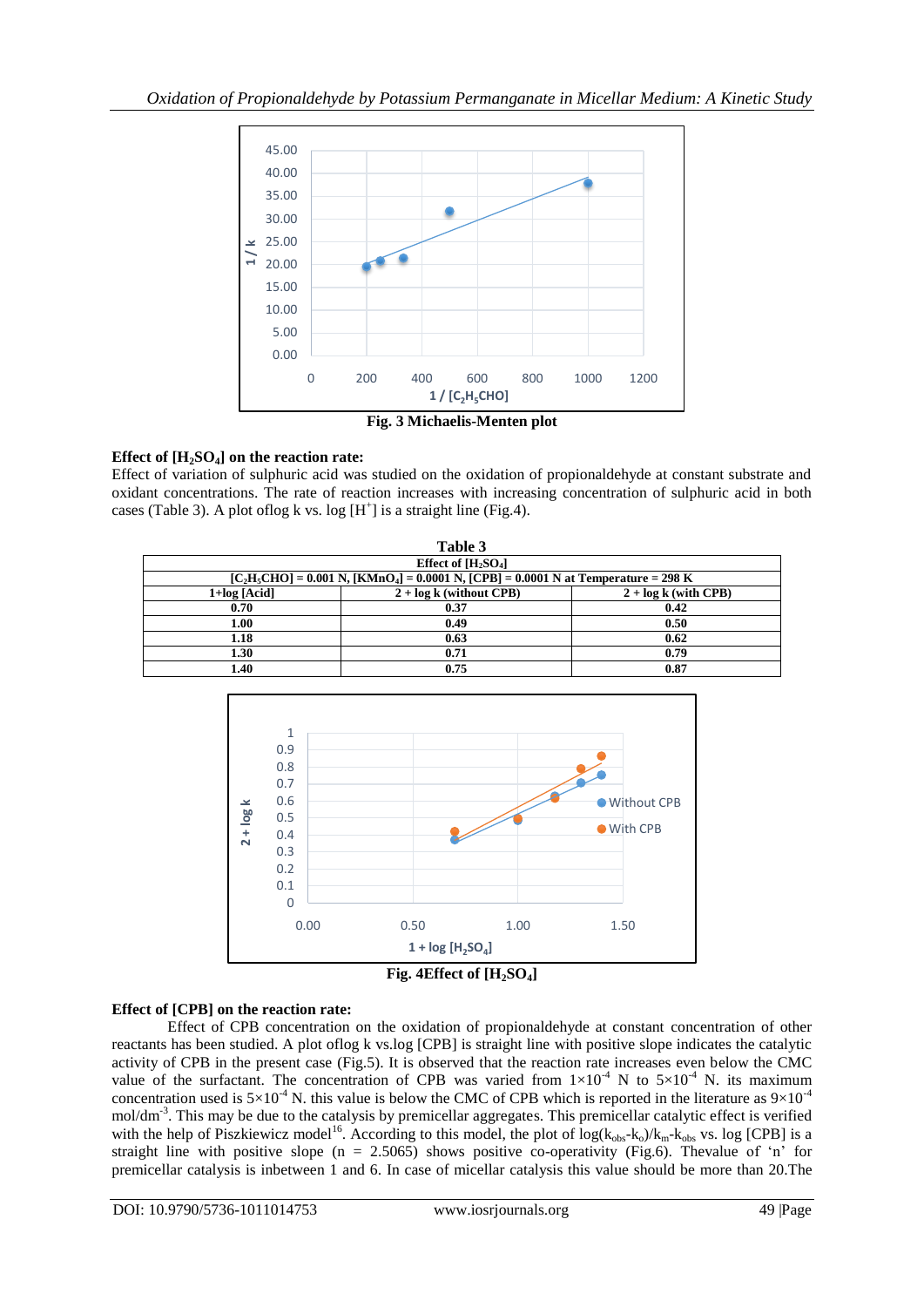Fig. 3 Michaelis-Menten plot

### Effect of $[H_2SO_4]$ on the reaction rate:

Effect of variation of sulphuric acid was studied on the oxidation of propionaldehyde at constant substrate and oxidant concentrations. The rate of reaction increases with increasing concentration of sulphuric acid in both cases (Table 3). A plot oflog k vs. log $[H^+]$ is a straight line (Fig.4).

**Table 3**

**Effect of $[H_2SO_4]$**

**$[C_2H_5CHO]$ = 0.001 N, $[KMnO_4]$ = 0.0001 N, [CPB] = 0.0001 N at Temperature = 298 K**

| 1+log [Acid] | 2 + log k (without CPB) | 2 + log k (with CPB) |
|---|---|---|
| 0.70 | 0.37 | 0.42 |
| 1.00 | 0.49 | 0.50 |
| 1.18 | 0.63 | 0.62 |
| 1.30 | 0.71 | 0.79 |
| 1.40 | 0.75 | 0.87 |

Fig. 4Effect of $[H_2SO_4]$

### Effect of [CPB] on the reaction rate:

Effect of CPB concentration on the oxidation of propionaldehyde at constant concentration of other reactants has been studied. A plot oflog k vs.log [CPB] is straight line with positive slope indicates the catalytic activity of CPB in the present case (Fig.5). It is observed that the reaction rate increases even below the CMC value of the surfactant. The concentration of CPB was varied from $1\times10^{-4}$ N to $5\times10^{-4}$ N. its maximum concentration used is $5\times10^{-4}$ N. this value is below the CMC of CPB which is reported in the literature as $9\times10^{-4}$ mol/dm$^{-3}$. This may be due to the catalysis by premicellar aggregates. This premicellar catalytic effect is verified with the help of Piszkiewicz model[16]. According to this model, the plot of $\log(k_{obs}-k_o)/k_m-k_{obs}$ vs. log [CPB] is a straight line with positive slope (n = 2.5065) shows positive co-operativity (Fig.6). Thevalue of 'n' for premicellar catalysis is inbetween 1 and 6. In case of micellar catalysis this value should be more than 20.The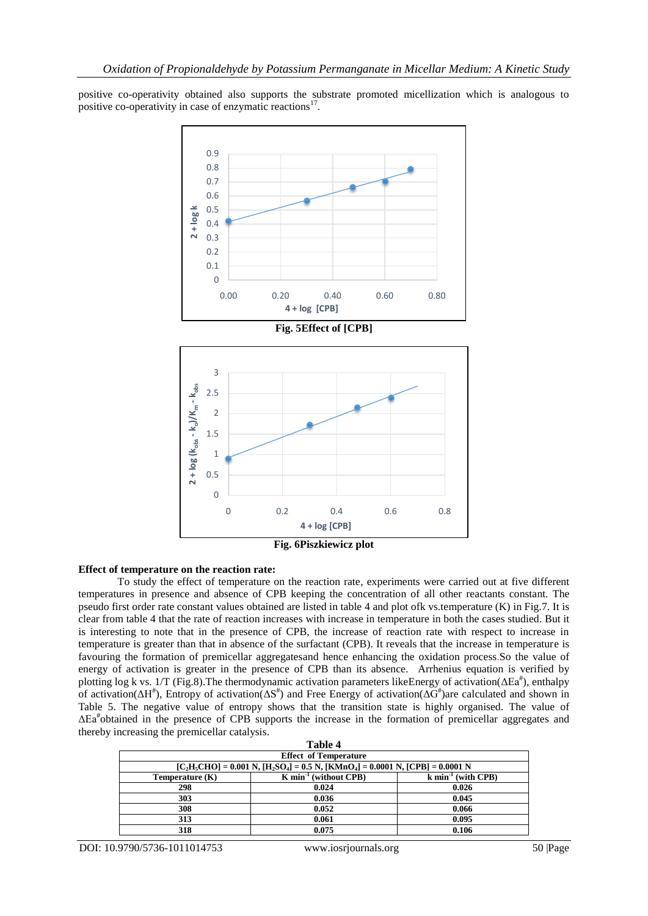positive co-operativity obtained also supports the substrate promoted micellization which is analogous to positive co-operativity in case of enzymatic reactions[17].

**Fig. 5Effect of [CPB]**

**Fig. 6Piszkiewicz plot**

**Effect of temperature on the reaction rate:**

To study the effect of temperature on the reaction rate, experiments were carried out at five different temperatures in presence and absence of CPB keeping the concentration of all other reactants constant. The pseudo first order rate constant values obtained are listed in table 4 and plot ofk vs.temperature (K) in Fig.7. It is clear from table 4 that the rate of reaction increases with increase in temperature in both the cases studied. But it is interesting to note that in the presence of CPB, the increase of reaction rate with respect to increase in temperature is greater than that in absence of the surfactant (CPB). It reveals that the increase in temperature is favouring the formation of premicellar aggregatesand hence enhancing the oxidation process.So the value of energy of activation is greater in the presence of CPB than its absence. Arrhenius equation is verified by plotting log k vs. 1/T (Fig.8).The thermodynamic activation parameters likeEnergy of activation($\Delta Ea^{\#}$), enthalpy of activation($\Delta H^{\#}$), Entropy of activation($\Delta S^{\#}$) and Free Energy of activation($\Delta G^{\#}$)are calculated and shown in Table 5. The negative value of entropy shows that the transition state is highly organised. The value of $\Delta Ea^{\#}$obtained in the presence of CPB supports the increase in the formation of premicellar aggregates and thereby increasing the premicellar catalysis.

**Table 4**

| Effect of Temperature | | |
|---|---|---|
| $[C_2H_5CHO] = 0.001$ N, $[H_2SO_4] = 0.5$ N, $[KMnO_4] = 0.0001$ N, $[CPB] = 0.0001$ N | | |
| **Temperature (K)** | **K $min^{-1}$ (without CPB)** | **k $min^{-1}$ (with CPB)** |
| 298 | 0.024 | 0.026 |
| 303 | 0.036 | 0.045 |
| 308 | 0.052 | 0.066 |
| 313 | 0.061 | 0.095 |
| 318 | 0.075 | 0.106 |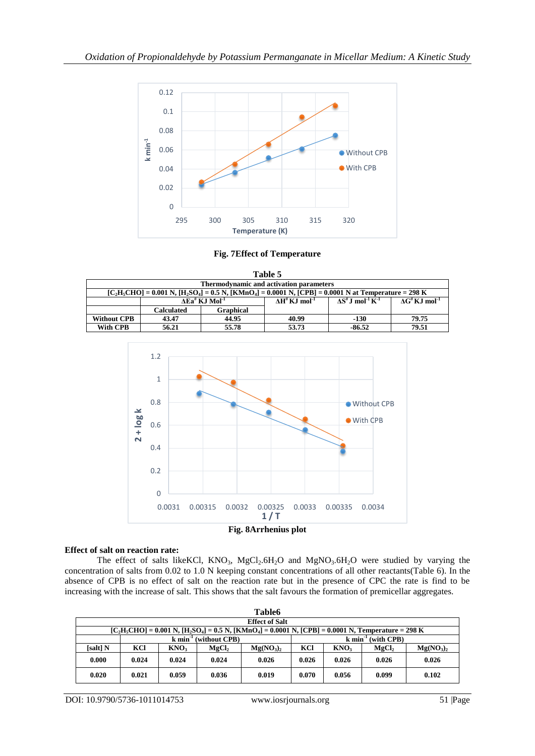**Fig. 7Effect of Temperature**

**Table 5**

| Thermodynamic and activation parameters | | | | | |
|---|---|---|---|---|---|
| $[C_2H_5CHO]$ = 0.001 N, $[H_2SO_4]$ = 0.5 N, $[KMnO_4]$ = 0.0001 N, [CPB] = 0.0001 N at Temperature = 298 K | | | | | |
| | $\Delta Ea^{\#}$ KJ $Mol^{-1}$ | | $\Delta H^{\#}$ KJ $mol^{-1}$ | $\Delta S^{\#}$ J $mol^{-1}$ $K^{-1}$ | $\Delta G^{\#}$ KJ $mol^{-1}$ |
| | Calculated | Graphical | | | |
| Without CPB | 43.47 | 44.95 | 40.99 | -130 | 79.75 |
| With CPB | 56.21 | 55.78 | 53.73 | -86.52 | 79.51 |

**Fig. 8Arrhenius plot**

**Effect of salt on reaction rate:**

The effect of salts likeKCl, $KNO_3$, $MgCl_2.6H_2O$ and $MgNO_3.6H_2O$ were studied by varying the concentration of salts from 0.02 to 1.0 N keeping constant concentrations of all other reactants(Table 6). In the absence of CPB is no effect of salt on the reaction rate but in the presence of CPC the rate is find to be increasing with the increase of salt. This shows that the salt favours the formation of premicellar aggregates.

**Table6**

| Effect of Salt | | | | | | | | |
|---|---|---|---|---|---|---|---|---|
| $[C_2H_5CHO]$ = 0.001 N, $[H_2SO_4]$ = 0.5 N, $[KMnO_4]$ = 0.0001 N, [CPB] = 0.0001 N, Temperature = 298 K | | | | | | | | |
| | k $min^{-1}$ (without CPB) | | | | k $min^{-1}$ (with CPB) | | | |
| [salt] N | KCl | $KNO_3$ | $MgCl_2$ | $Mg(NO_3)_2$ | KCl | $KNO_3$ | $MgCl_2$ | $Mg(NO_3)_2$ |
| 0.000 | 0.024 | 0.024 | 0.024 | 0.026 | 0.026 | 0.026 | 0.026 | 0.026 |
| 0.020 | 0.021 | 0.059 | 0.036 | 0.019 | 0.070 | 0.056 | 0.099 | 0.102 |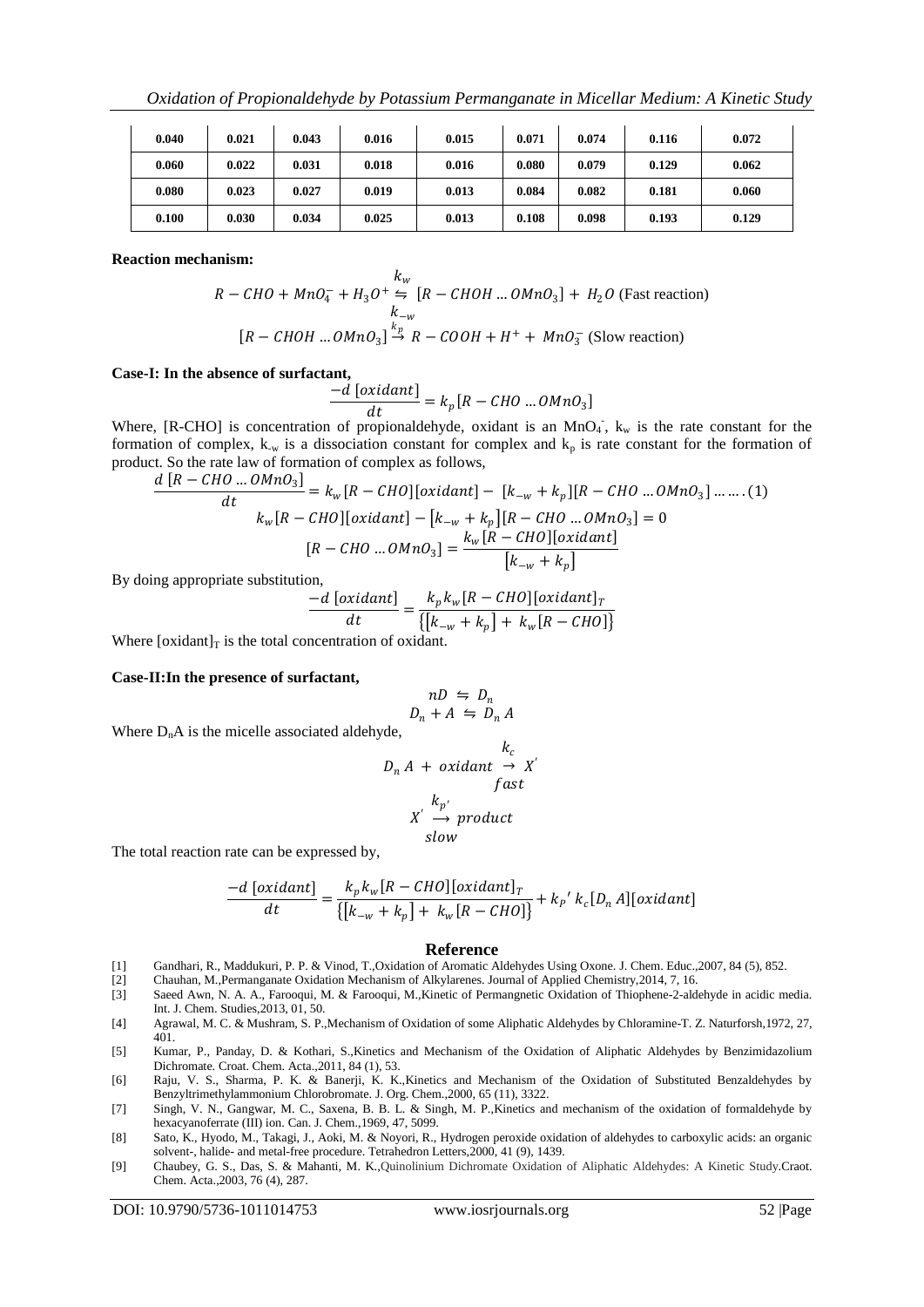| 0.040 | 0.021 | 0.043 | 0.016 | 0.015 | 0.071 | 0.074 | 0.116 | 0.072 |
|---|---|---|---|---|---|---|---|---|
| 0.060 | 0.022 | 0.031 | 0.018 | 0.016 | 0.080 | 0.079 | 0.129 | 0.062 |
| 0.080 | 0.023 | 0.027 | 0.019 | 0.013 | 0.084 | 0.082 | 0.181 | 0.060 |
| 0.100 | 0.030 | 0.034 | 0.025 | 0.013 | 0.108 | 0.098 | 0.193 | 0.129 |

**Reaction mechanism:**

$$R-CHO + MnO_4^- + H_3O^+ \underset{k_{-w}}{\overset{k_w}{\leftrightharpoons}} [R-CHOH \ldots OMnO_3] + H_2O \text{ (Fast reaction)}$$

$$[R-CHOH \ldots OMnO_3] \xrightarrow{k_p} R-COOH + H^+ + MnO_3^- \text{ (Slow reaction)}$$

**Case-I: In the absence of surfactant,**

$$\frac{-d\,[oxidant]}{dt} = k_p[R-CHO \ldots OMnO_3]$$

Where, [R-CHO] is concentration of propionaldehyde, oxidant is an $MnO_4^-$, $k_w$ is the rate constant for the formation of complex, $k_{-w}$ is a dissociation constant for complex and $k_p$ is rate constant for the formation of product. So the rate law of formation of complex as follows,

$$\frac{d\,[R-CHO \ldots OMnO_3]}{dt} = k_w[R-CHO][oxidant] - [k_{-w} + k_p][R-CHO \ldots OMnO_3] \ldots\ldots(1)$$

$$k_w[R-CHO][oxidant] - [k_{-w} + k_p][R-CHO \ldots OMnO_3] = 0$$

$$[R-CHO \ldots OMnO_3] = \frac{k_w[R-CHO][oxidant]}{[k_{-w} + k_p]}$$

By doing appropriate substitution,

$$\frac{-d\,[oxidant]}{dt} = \frac{k_p k_w[R-CHO][oxidant]_T}{\{[k_{-w} + k_p] + k_w[R-CHO]\}}$$

Where $[oxidant]_T$ is the total concentration of oxidant.

**Case-II:In the presence of surfactant,**

$$nD \leftrightharpoons D_n$$

$$D_n + A \leftrightharpoons D_n A$$

Where $D_nA$ is the micelle associated aldehyde,

$$D_n A + oxidant \underset{fast}{\overset{k_c}{\rightarrow}} X'$$

$$X' \underset{slow}{\overset{k_{p'}}{\longrightarrow}} product$$

The total reaction rate can be expressed by,

$$\frac{-d\,[oxidant]}{dt} = \frac{k_p k_w[R-CHO][oxidant]_T}{\{[k_{-w} + k_p] + k_w[R-CHO]\}} + k_P{}'\, k_c[D_n A][oxidant]$$

## Reference

[1] Gandhari, R., Maddukuri, P. P. & Vinod, T.,Oxidation of Aromatic Aldehydes Using Oxone. J. Chem. Educ.,2007, 84 (5), 852.

[2] Chauhan, M.,Permanganate Oxidation Mechanism of Alkylarenes. Journal of Applied Chemistry,2014, 7, 16.

[3] Saeed Awn, N. A. A., Farooqui, M. & Farooqui, M.,Kinetic of Permangnetic Oxidation of Thiophene-2-aldehyde in acidic media. Int. J. Chem. Studies,2013, 01, 50.

[4] Agrawal, M. C. & Mushram, S. P.,Mechanism of Oxidation of some Aliphatic Aldehydes by Chloramine-T. Z. Naturforsh,1972, 27, 401.

[5] Kumar, P., Panday, D. & Kothari, S.,Kinetics and Mechanism of the Oxidation of Aliphatic Aldehydes by Benzimidazolium Dichromate. Croat. Chem. Acta.,2011, 84 (1), 53.

[6] Raju, V. S., Sharma, P. K. & Banerji, K. K.,Kinetics and Mechanism of the Oxidation of Substituted Benzaldehydes by Benzyltrimethylammonium Chlorobromate. J. Org. Chem.,2000, 65 (11), 3322.

[7] Singh, V. N., Gangwar, M. C., Saxena, B. B. L. & Singh, M. P.,Kinetics and mechanism of the oxidation of formaldehyde by hexacyanoferrate (III) ion. Can. J. Chem.,1969, 47, 5099.

[8] Sato, K., Hyodo, M., Takagi, J., Aoki, M. & Noyori, R., Hydrogen peroxide oxidation of aldehydes to carboxylic acids: an organic solvent-, halide- and metal-free procedure. Tetrahedron Letters,2000, 41 (9), 1439.

[9] Chaubey, G. S., Das, S. & Mahanti, M. K.,Quinolinium Dichromate Oxidation of Aliphatic Aldehydes: A Kinetic Study.Craot. Chem. Acta.,2003, 76 (4), 287.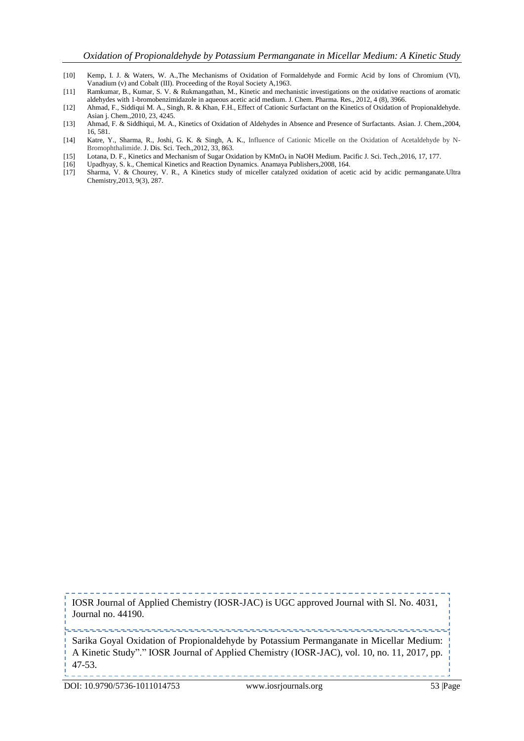[10] Kemp, I. J. & Waters, W. A.,The Mechanisms of Oxidation of Formaldehyde and Formic Acid by Ions of Chromium (VI), Vanadium (v) and Cobalt (III). Proceeding of the Royal Society A,1963.

[11] Ramkumar, B., Kumar, S. V. & Rukmangathan, M., Kinetic and mechanistic investigations on the oxidative reactions of aromatic aldehydes with 1-bromobenzimidazole in aqueous acetic acid medium. J. Chem. Pharma. Res., 2012, 4 (8), 3966.

[12] Ahmad, F., Siddiqui M. A., Singh, R. & Khan, F.H., Effect of Cationic Surfactant on the Kinetics of Oxidation of Propionaldehyde. Asian j. Chem.,2010, 23, 4245.

[13] Ahmad, F. & Siddhiqui, M. A., Kinetics of Oxidation of Aldehydes in Absence and Presence of Surfactants. Asian. J. Chem.,2004, 16, 581.

[14] Katre, Y., Sharma, R., Joshi, G. K. & Singh, A. K., Influence of Cationic Micelle on the Oxidation of Acetaldehyde by N-Bromophthalimide. J. Dis. Sci. Tech.,2012, 33, 863.

[15] Lotana, D. F., Kinetics and Mechanism of Sugar Oxidation by $KMnO_4$ in NaOH Medium. Pacific J. Sci. Tech.,2016, 17, 177.

[16] Upadhyay, S. k., Chemical Kinetics and Reaction Dynamics. Anamaya Publishers,2008, 164.

[17] Sharma, V. & Chourey, V. R., A Kinetics study of miceller catalyzed oxidation of acetic acid by acidic permanganate.Ultra Chemistry,2013, 9(3), 287.

IOSR Journal of Applied Chemistry (IOSR-JAC) is UGC approved Journal with Sl. No. 4031, Journal no. 44190.

Sarika Goyal Oxidation of Propionaldehyde by Potassium Permanganate in Micellar Medium: A Kinetic Study”.” IOSR Journal of Applied Chemistry (IOSR-JAC), vol. 10, no. 11, 2017, pp. 47-53.